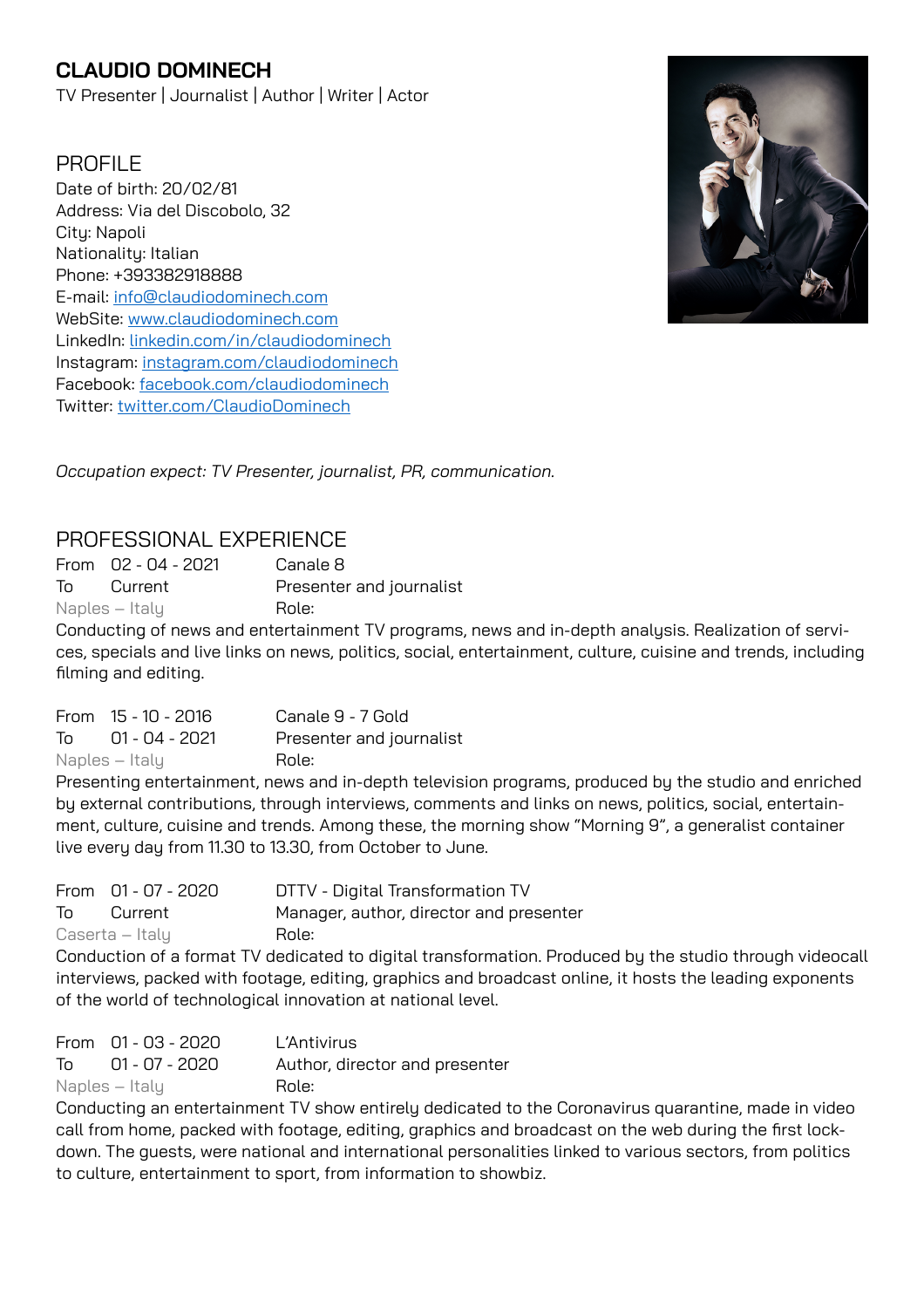# CLAUDIO DOMINECH

TV Presenter | Journalist | Author | Writer | Actor

## PROFILE

Date of birth: 20/02/81
Address: Via del Discobolo, 32
City: Napoli
Nationality: Italian
Phone: +393382918888
E-mail: info@claudiodominech.com
WebSite: www.claudiodominech.com
LinkedIn: linkedin.com/in/claudiodominech
Instagram: instagram.com/claudiodominech
Facebook: facebook.com/claudiodominech
Twitter: twitter.com/ClaudioDominech

*Occupation expect: TV Presenter, journalist, PR, communication.*

## PROFESSIONAL EXPERIENCE

From 02 - 04 - 2021 — Canale 8
To Current — Presenter and journalist
Naples – Italy — Role:

Conducting of news and entertainment TV programs, news and in-depth analysis. Realization of services, specials and live links on news, politics, social, entertainment, culture, cuisine and trends, including filming and editing.

From 15 - 10 - 2016 — Canale 9 - 7 Gold
To 01 - 04 - 2021 — Presenter and journalist
Naples – Italy — Role:

Presenting entertainment, news and in-depth television programs, produced by the studio and enriched by external contributions, through interviews, comments and links on news, politics, social, entertainment, culture, cuisine and trends. Among these, the morning show "Morning 9", a generalist container live every day from 11.30 to 13.30, from October to June.

From 01 - 07 - 2020 — DTTV - Digital Transformation TV
To Current — Manager, author, director and presenter
Caserta – Italy — Role:

Conduction of a format TV dedicated to digital transformation. Produced by the studio through videocall interviews, packed with footage, editing, graphics and broadcast online, it hosts the leading exponents of the world of technological innovation at national level.

From 01 - 03 - 2020 — L'Antivirus
To 01 - 07 - 2020 — Author, director and presenter
Naples – Italy — Role:

Conducting an entertainment TV show entirely dedicated to the Coronavirus quarantine, made in video call from home, packed with footage, editing, graphics and broadcast on the web during the first lockdown. The guests, were national and international personalities linked to various sectors, from politics to culture, entertainment to sport, from information to showbiz.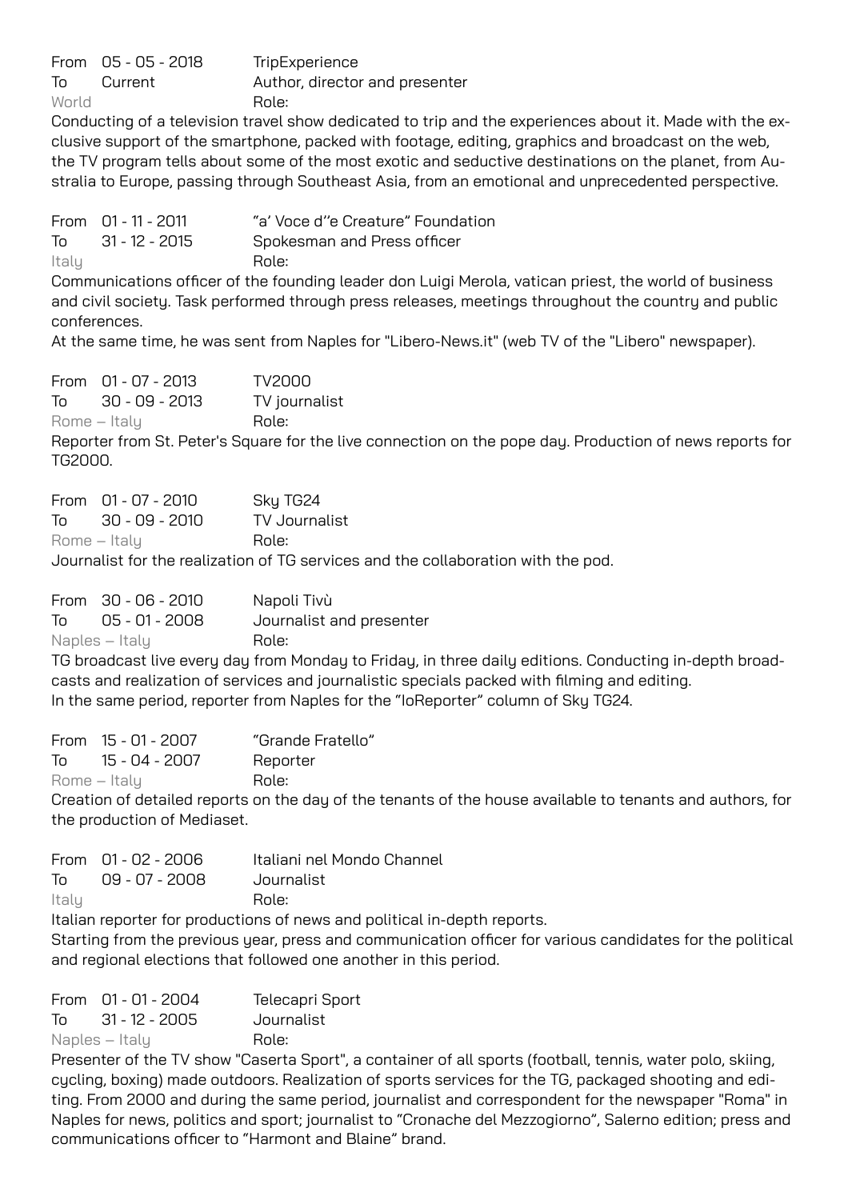From 05 - 05 - 2018 TripExperience
To Current Author, director and presenter
World Role:

Conducting of a television travel show dedicated to trip and the experiences about it. Made with the exclusive support of the smartphone, packed with footage, editing, graphics and broadcast on the web, the TV program tells about some of the most exotic and seductive destinations on the planet, from Australia to Europe, passing through Southeast Asia, from an emotional and unprecedented perspective.

From 01 - 11 - 2011 "a' Voce d''e Creature" Foundation
To 31 - 12 - 2015 Spokesman and Press officer
Italy Role:

Communications officer of the founding leader don Luigi Merola, vatican priest, the world of business and civil society. Task performed through press releases, meetings throughout the country and public conferences.

At the same time, he was sent from Naples for "Libero-News.it" (web TV of the "Libero" newspaper).

From 01 - 07 - 2013 TV2000
To 30 - 09 - 2013 TV journalist
Rome – Italy Role:

Reporter from St. Peter's Square for the live connection on the pope day. Production of news reports for TG2000.

From 01 - 07 - 2010 Sky TG24
To 30 - 09 - 2010 TV Journalist
Rome – Italy Role:

Journalist for the realization of TG services and the collaboration with the pod.

From 30 - 06 - 2010 Napoli Tivù
To 05 - 01 - 2008 Journalist and presenter
Naples – Italy Role:

TG broadcast live every day from Monday to Friday, in three daily editions. Conducting in-depth broadcasts and realization of services and journalistic specials packed with filming and editing.
In the same period, reporter from Naples for the "IoReporter" column of Sky TG24.

From 15 - 01 - 2007 "Grande Fratello"
To 15 - 04 - 2007 Reporter
Rome – Italy Role:

Creation of detailed reports on the day of the tenants of the house available to tenants and authors, for the production of Mediaset.

From 01 - 02 - 2006 Italiani nel Mondo Channel
To 09 - 07 - 2008 Journalist
Italy Role:

Italian reporter for productions of news and political in-depth reports.
Starting from the previous year, press and communication officer for various candidates for the political and regional elections that followed one another in this period.

From 01 - 01 - 2004 Telecapri Sport
To 31 - 12 - 2005 Journalist
Naples – Italy Role:

Presenter of the TV show "Caserta Sport", a container of all sports (football, tennis, water polo, skiing, cycling, boxing) made outdoors. Realization of sports services for the TG, packaged shooting and editing. From 2000 and during the same period, journalist and correspondent for the newspaper "Roma" in Naples for news, politics and sport; journalist to "Cronache del Mezzogiorno", Salerno edition; press and communications officer to "Harmont and Blaine" brand.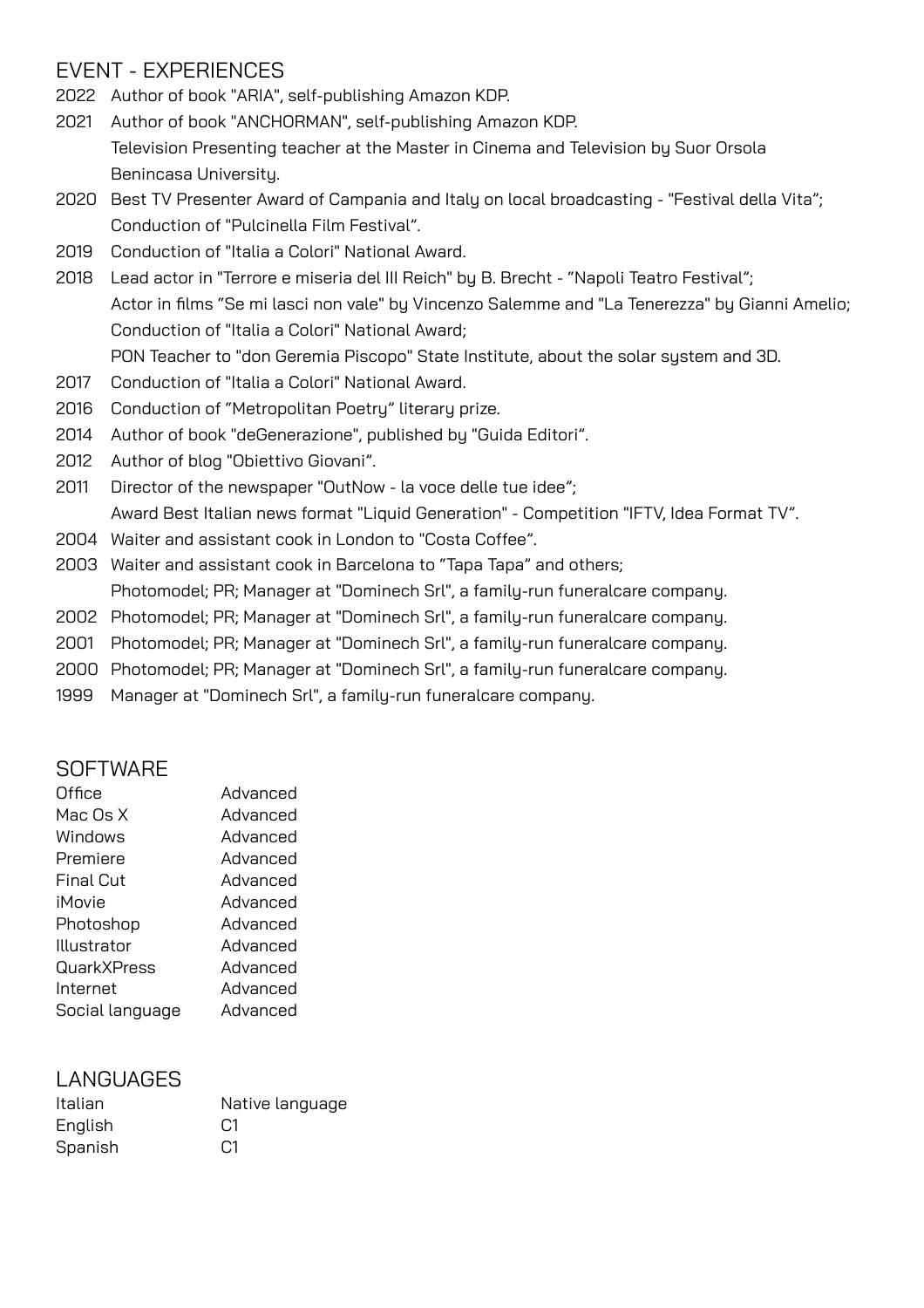## EVENT - EXPERIENCES

2022 Author of book "ARIA", self-publishing Amazon KDP.

2021 Author of book "ANCHORMAN", self-publishing Amazon KDP.
Television Presenting teacher at the Master in Cinema and Television by Suor Orsola Benincasa University.

2020 Best TV Presenter Award of Campania and Italy on local broadcasting - "Festival della Vita";
Conduction of "Pulcinella Film Festival".

2019 Conduction of "Italia a Colori" National Award.

2018 Lead actor in "Terrore e miseria del III Reich" by B. Brecht - "Napoli Teatro Festival";
Actor in films "Se mi lasci non vale" by Vincenzo Salemme and "La Tenerezza" by Gianni Amelio;
Conduction of "Italia a Colori" National Award;
PON Teacher to "don Geremia Piscopo" State Institute, about the solar system and 3D.

2017 Conduction of "Italia a Colori" National Award.

2016 Conduction of "Metropolitan Poetry" literary prize.

2014 Author of book "deGenerazione", published by "Guida Editori".

2012 Author of blog "Obiettivo Giovani".

2011 Director of the newspaper "OutNow - la voce delle tue idee";
Award Best Italian news format "Liquid Generation" - Competition "IFTV, Idea Format TV".

2004 Waiter and assistant cook in London to "Costa Coffee".

2003 Waiter and assistant cook in Barcelona to "Tapa Tapa" and others;
Photomodel; PR; Manager at "Dominech Srl", a family-run funeralcare company.

2002 Photomodel; PR; Manager at "Dominech Srl", a family-run funeralcare company.

2001 Photomodel; PR; Manager at "Dominech Srl", a family-run funeralcare company.

2000 Photomodel; PR; Manager at "Dominech Srl", a family-run funeralcare company.

1999 Manager at "Dominech Srl", a family-run funeralcare company.

## SOFTWARE

| | |
|---|---|
| Office | Advanced |
| Mac Os X | Advanced |
| Windows | Advanced |
| Premiere | Advanced |
| Final Cut | Advanced |
| iMovie | Advanced |
| Photoshop | Advanced |
| Illustrator | Advanced |
| QuarkXPress | Advanced |
| Internet | Advanced |
| Social language | Advanced |

## LANGUAGES

| | |
|---|---|
| Italian | Native language |
| English | C1 |
| Spanish | C1 |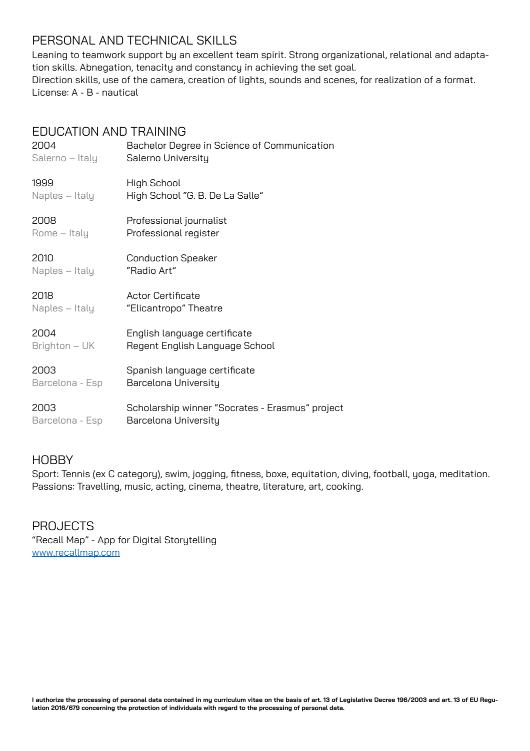## PERSONAL AND TECHNICAL SKILLS

Leaning to teamwork support by an excellent team spirit. Strong organizational, relational and adaptation skills. Abnegation, tenacity and constancy in achieving the set goal.
Direction skills, use of the camera, creation of lights, sounds and scenes, for realization of a format.
License: A - B - nautical

## EDUCATION AND TRAINING

| | |
|---|---|
| 2004<br>Salerno – Italy | Bachelor Degree in Science of Communication<br>Salerno University |
| 1999<br>Naples – Italy | High School<br>High School "G. B. De La Salle" |
| 2008<br>Rome – Italy | Professional journalist<br>Professional register |
| 2010<br>Naples – Italy | Conduction Speaker<br>"Radio Art" |
| 2018<br>Naples – Italy | Actor Certificate<br>"Elicantropo" Theatre |
| 2004<br>Brighton – UK | English language certificate<br>Regent English Language School |
| 2003<br>Barcelona - Esp | Spanish language certificate<br>Barcelona University |
| 2003<br>Barcelona - Esp | Scholarship winner "Socrates - Erasmus" project<br>Barcelona University |

## HOBBY

Sport: Tennis (ex C category), swim, jogging, fitness, boxe, equitation, diving, football, yoga, meditation.
Passions: Travelling, music, acting, cinema, theatre, literature, art, cooking.

## PROJECTS

"Recall Map" - App for Digital Storytelling
www.recallmap.com

**I authorize the processing of personal data contained in my curriculum vitae on the basis of art. 13 of Legislative Decree 196/2003 and art. 13 of EU Regulation 2016/679 concerning the protection of individuals with regard to the processing of personal data.**